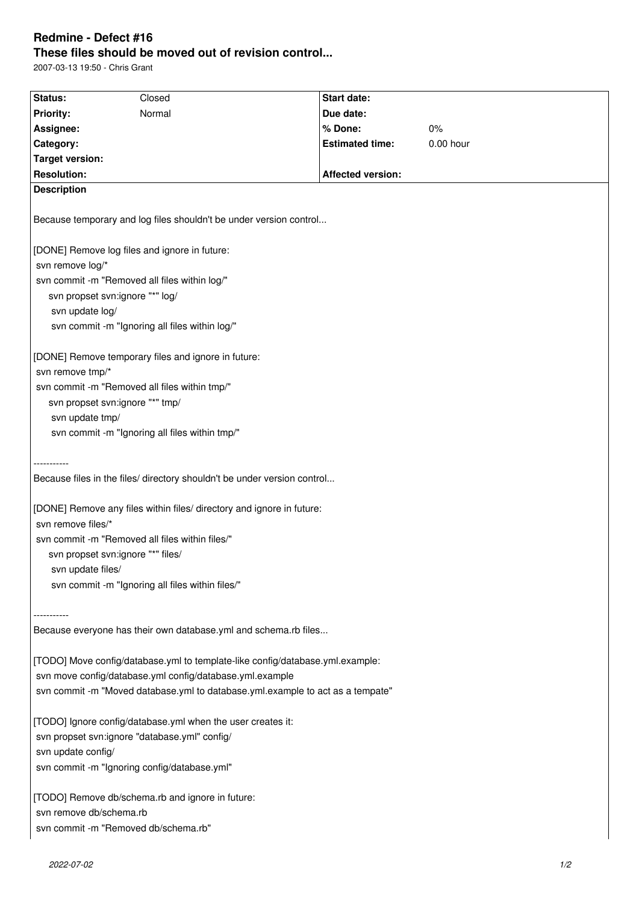# Redmine - Defect #16

## These files should be moved out of revision control...

2007-03-13 19:50 - Chris Grant

| Status: | Closed | Start date: | |
|---|---|---|---|
| Priority: | Normal | Due date: | |
| Assignee: | | % Done: | 0% |
| Category: | | Estimated time: | 0.00 hour |
| Target version: | | | |
| Resolution: | | Affected version: | |

**Description**

Because temporary and log files shouldn't be under version control...

[DONE] Remove log files and ignore in future:

```
svn remove log/*
svn commit -m "Removed all files within log/"
    svn propset svn:ignore "*" log/
     svn update log/
     svn commit -m "Ignoring all files within log/"
```

[DONE] Remove temporary files and ignore in future:

```
svn remove tmp/*
svn commit -m "Removed all files within tmp/"
    svn propset svn:ignore "*" tmp/
     svn update tmp/
     svn commit -m "Ignoring all files within tmp/"
```

-----------

Because files in the files/ directory shouldn't be under version control...

[DONE] Remove any files within files/ directory and ignore in future:

```
svn remove files/*
svn commit -m "Removed all files within files/"
    svn propset svn:ignore "*" files/
     svn update files/
     svn commit -m "Ignoring all files within files/"
```

-----------

Because everyone has their own database.yml and schema.rb files...

[TODO] Move config/database.yml to template-like config/database.yml.example:

```
svn move config/database.yml config/database.yml.example
svn commit -m "Moved database.yml to database.yml.example to act as a tempate"
```

[TODO] Ignore config/database.yml when the user creates it:

```
svn propset svn:ignore "database.yml" config/
svn update config/
svn commit -m "Ignoring config/database.yml"
```

[TODO] Remove db/schema.rb and ignore in future:

```
svn remove db/schema.rb
svn commit -m "Removed db/schema.rb"
```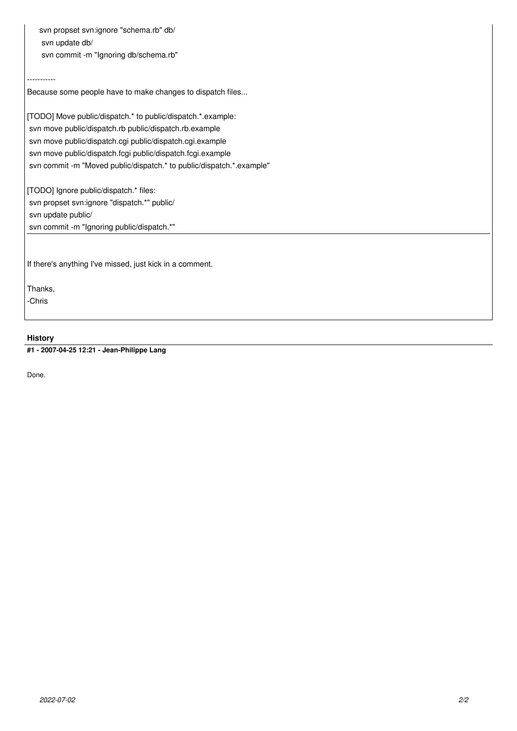```
svn propset svn:ignore "schema.rb" db/
svn update db/
svn commit -m "Ignoring db/schema.rb"
```

-----------

Because some people have to make changes to dispatch files...

[TODO] Move public/dispatch.* to public/dispatch.*.example:

```
svn move public/dispatch.rb public/dispatch.rb.example
svn move public/dispatch.cgi public/dispatch.cgi.example
svn move public/dispatch.fcgi public/dispatch.fcgi.example
svn commit -m "Moved public/dispatch.* to public/dispatch.*.example"
```

[TODO] Ignore public/dispatch.* files:

```
svn propset svn:ignore "dispatch.*" public/
svn update public/
svn commit -m "Ignoring public/dispatch.*"
```

If there's anything I've missed, just kick in a comment.

Thanks,
-Chris

## History

**#1 - 2007-04-25 12:21 - Jean-Philippe Lang**

Done.